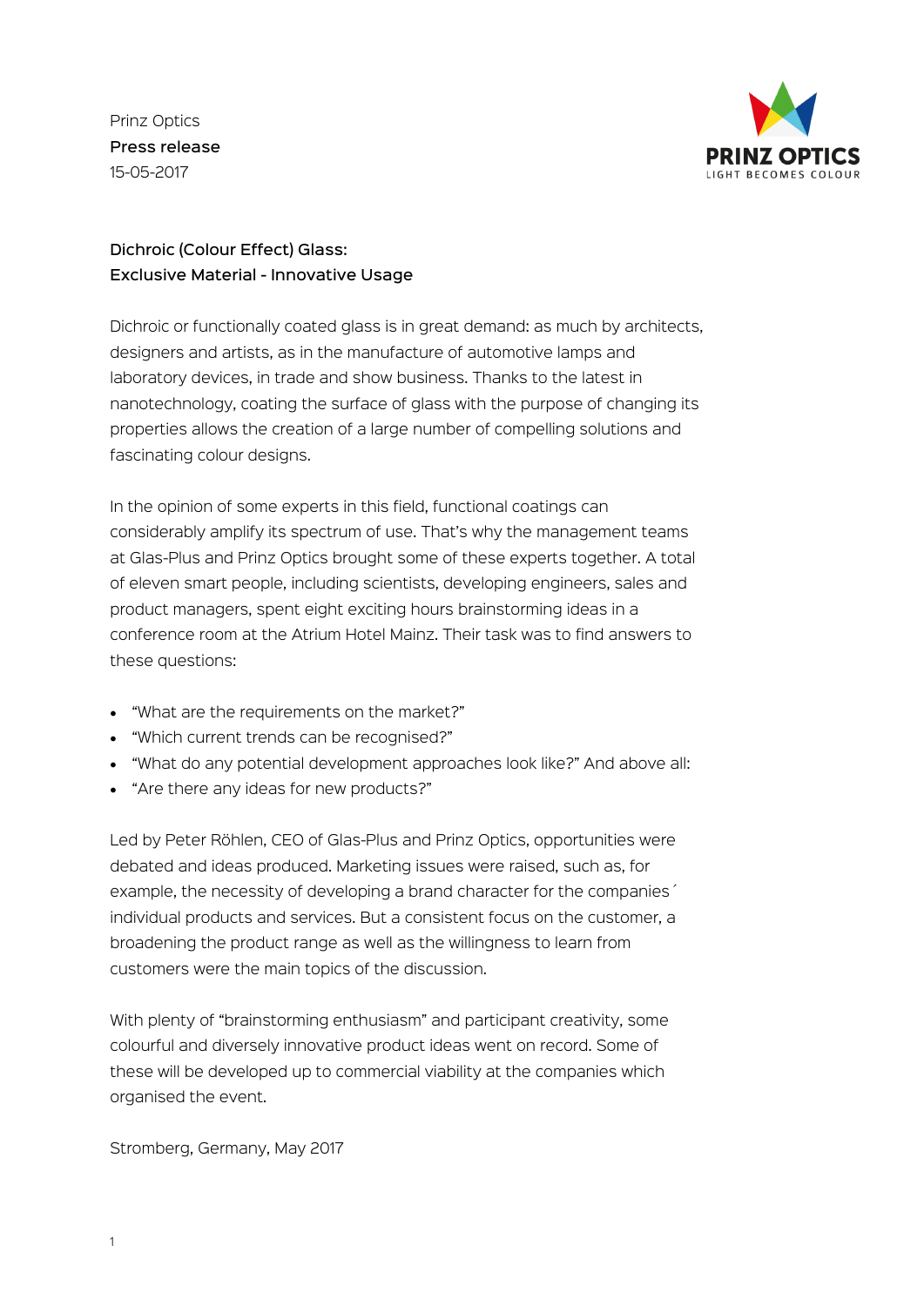Prinz Optics
**Press release**
15-05-2017

PRINZ OPTICS
LIGHT BECOMES COLOUR

## Dichroic (Colour Effect) Glass:
## Exclusive Material - Innovative Usage

Dichroic or functionally coated glass is in great demand: as much by architects, designers and artists, as in the manufacture of automotive lamps and laboratory devices, in trade and show business. Thanks to the latest in nanotechnology, coating the surface of glass with the purpose of changing its properties allows the creation of a large number of compelling solutions and fascinating colour designs.

In the opinion of some experts in this field, functional coatings can considerably amplify its spectrum of use. That's why the management teams at Glas-Plus and Prinz Optics brought some of these experts together. A total of eleven smart people, including scientists, developing engineers, sales and product managers, spent eight exciting hours brainstorming ideas in a conference room at the Atrium Hotel Mainz. Their task was to find answers to these questions:

- "What are the requirements on the market?"
- "Which current trends can be recognised?"
- "What do any potential development approaches look like?" And above all:
- "Are there any ideas for new products?"

Led by Peter Röhlen, CEO of Glas-Plus and Prinz Optics, opportunities were debated and ideas produced. Marketing issues were raised, such as, for example, the necessity of developing a brand character for the companies´ individual products and services. But a consistent focus on the customer, a broadening the product range as well as the willingness to learn from customers were the main topics of the discussion.

With plenty of "brainstorming enthusiasm" and participant creativity, some colourful and diversely innovative product ideas went on record. Some of these will be developed up to commercial viability at the companies which organised the event.

Stromberg, Germany, May 2017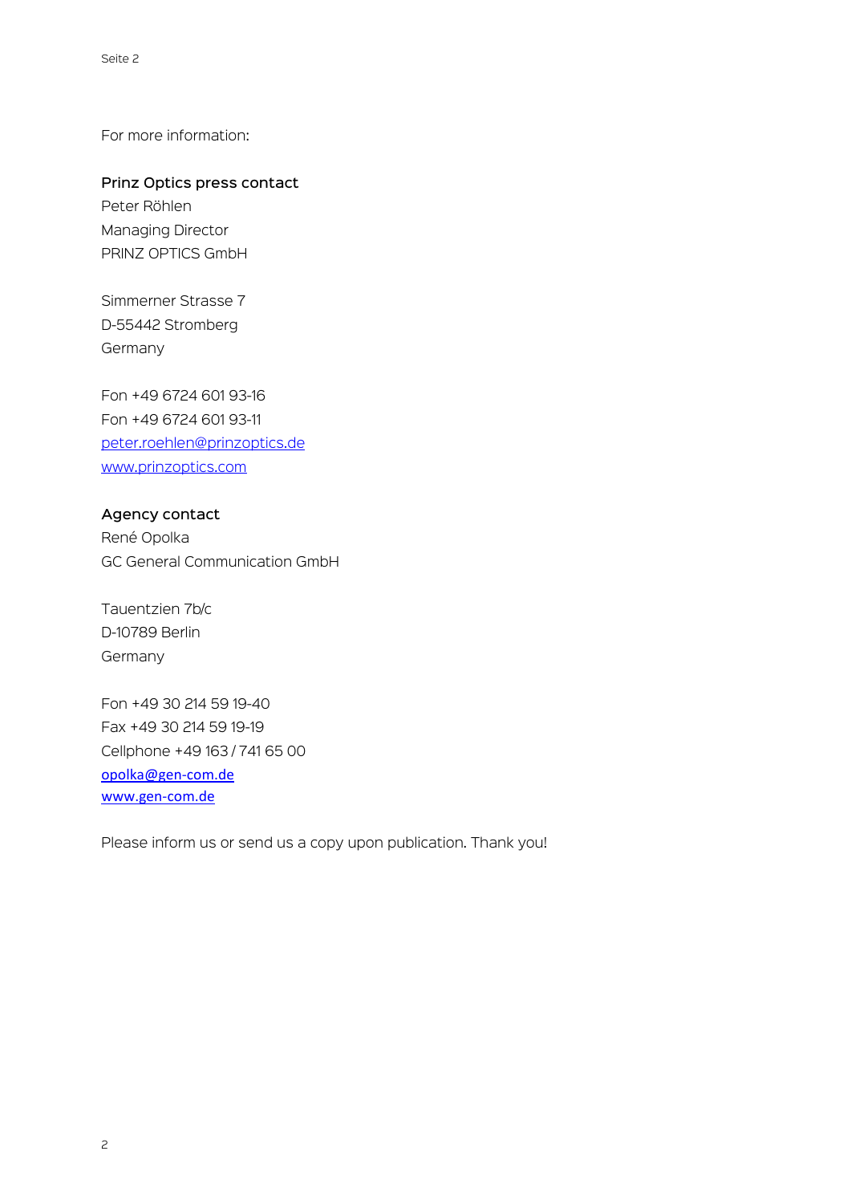For more information:

**Prinz Optics press contact**
Peter Röhlen
Managing Director
PRINZ OPTICS GmbH

Simmerner Strasse 7
D-55442 Stromberg
Germany

Fon +49 6724 601 93-16
Fon +49 6724 601 93-11
peter.roehlen@prinzoptics.de
www.prinzoptics.com

**Agency contact**
René Opolka
GC General Communication GmbH

Tauentzien 7b/c
D-10789 Berlin
Germany

Fon +49 30 214 59 19-40
Fax +49 30 214 59 19-19
Cellphone +49 163 / 741 65 00
opolka@gen-com.de
www.gen-com.de

Please inform us or send us a copy upon publication. Thank you!